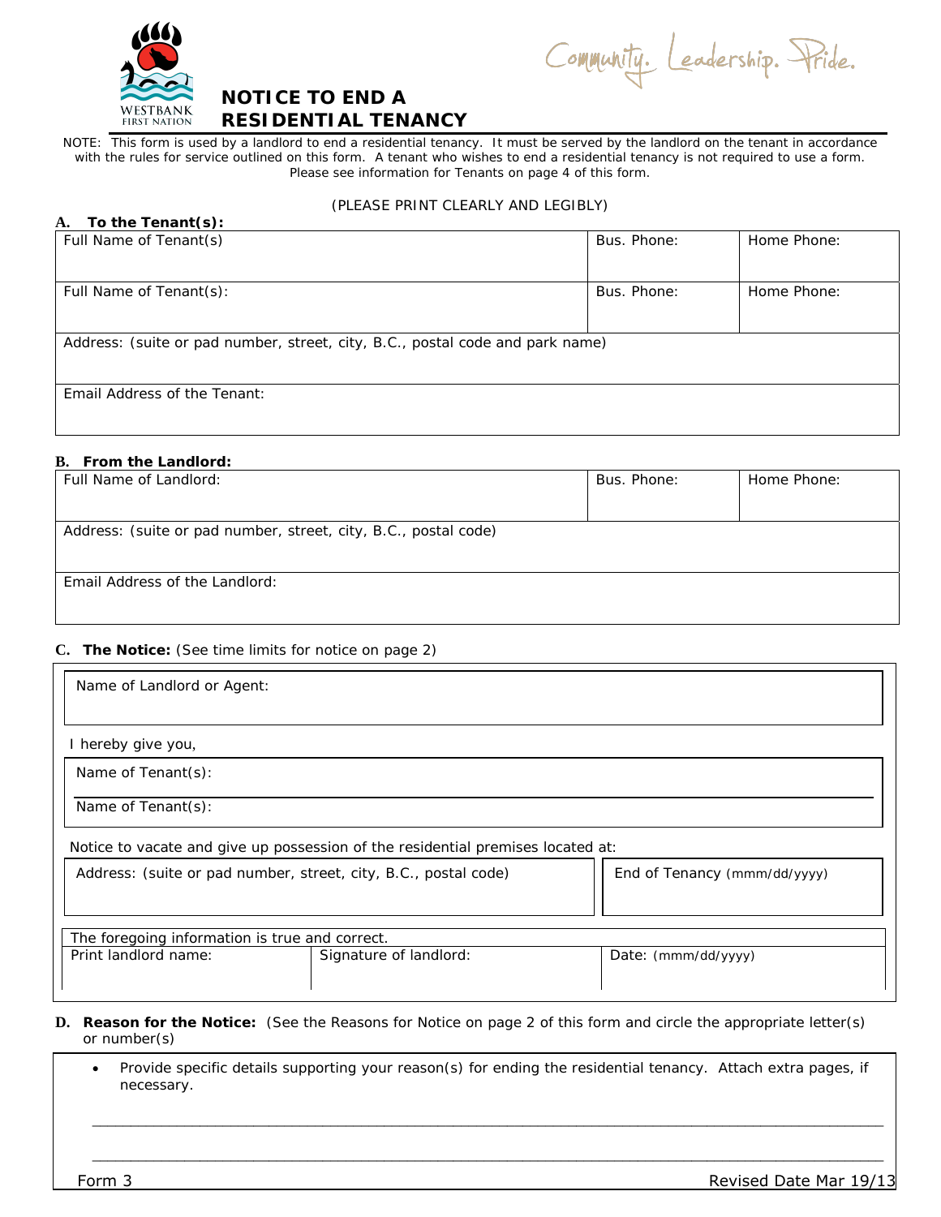WESTBANK FIRST NATION

Community. Leadership. Pride.

# NOTICE TO END A RESIDENTIAL TENANCY

NOTE: This form is used by a landlord to end a residential tenancy. It must be served by the landlord on the tenant in accordance with the rules for service outlined on this form. A tenant who wishes to end a residential tenancy is not required to use a form. Please see information for Tenants on page 4 of this form.

(PLEASE PRINT CLEARLY AND LEGIBLY)

**A. To the Tenant(s):**

| Full Name of Tenant(s) | Bus. Phone: | Home Phone: |
|---|---|---|
| Full Name of Tenant(s): | Bus. Phone: | Home Phone: |
| Address: (suite or pad number, street, city, B.C., postal code and park name) | | |
| Email Address of the Tenant: | | |

**B. From the Landlord:**

| Full Name of Landlord: | Bus. Phone: | Home Phone: |
|---|---|---|
| Address: (suite or pad number, street, city, B.C., postal code) | | |
| Email Address of the Landlord: | | |

**C. The Notice:** (See time limits for notice on page 2)

Name of Landlord or Agent:

I hereby give you,

Name of Tenant(s):

Name of Tenant(s):

Notice to vacate and give up possession of the residential premises located at:

| Address: (suite or pad number, street, city, B.C., postal code) | End of Tenancy (mmm/dd/yyyy) |
|---|---|
| | |

The foregoing information is true and correct.

| Print landlord name: | Signature of landlord: | Date: (mmm/dd/yyyy) |
|---|---|---|
| | | |

**D. Reason for the Notice:** (See the Reasons for Notice on page 2 of this form and circle the appropriate letter(s) or number(s)

- Provide specific details supporting your reason(s) for ending the residential tenancy. Attach extra pages, if necessary.

\_\_\_\_\_\_\_\_\_\_\_\_\_\_\_\_\_\_\_\_\_\_\_\_\_\_\_\_\_\_\_\_\_\_\_\_\_\_\_\_\_\_\_\_\_\_\_\_\_\_\_\_\_\_\_\_\_\_\_\_\_\_\_\_\_\_\_\_\_\_\_\_\_\_\_\_\_\_

\_\_\_\_\_\_\_\_\_\_\_\_\_\_\_\_\_\_\_\_\_\_\_\_\_\_\_\_\_\_\_\_\_\_\_\_\_\_\_\_\_\_\_\_\_\_\_\_\_\_\_\_\_\_\_\_\_\_\_\_\_\_\_\_\_\_\_\_\_\_\_\_\_\_\_\_\_\_

Form 3 Revised Date Mar 19/13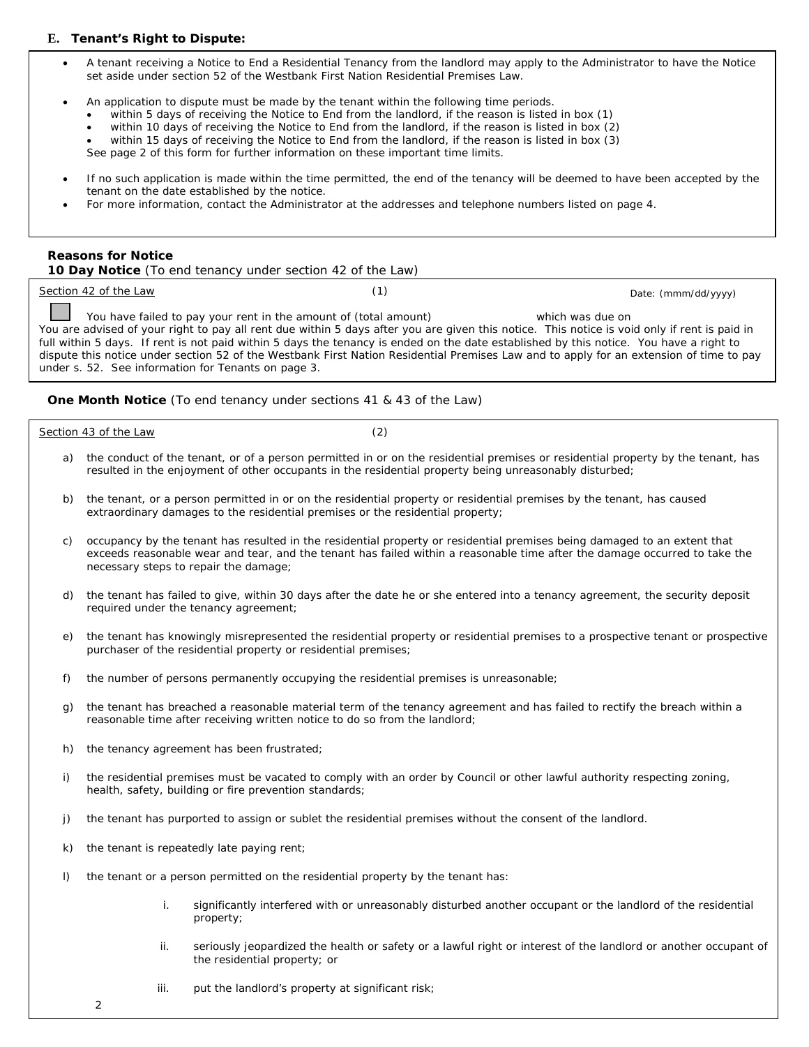### E. Tenant's Right to Dispute:

- A tenant receiving a Notice to End a Residential Tenancy from the landlord may apply to the Administrator to have the Notice set aside under section 52 of the Westbank First Nation Residential Premises Law.
- An application to dispute must be made by the tenant within the following time periods.
  - within 5 days of receiving the Notice to End from the landlord, if the reason is listed in box (1)
  - within 10 days of receiving the Notice to End from the landlord, if the reason is listed in box (2)
  - within 15 days of receiving the Notice to End from the landlord, if the reason is listed in box (3)

  See page 2 of this form for further information on these important time limits.
- If no such application is made within the time permitted, the end of the tenancy will be deemed to have been accepted by the tenant on the date established by the notice.
- For more information, contact the Administrator at the addresses and telephone numbers listed on page 4.

**Reasons for Notice**

**10 Day Notice** (To end tenancy under section 42 of the Law)

Section 42 of the Law (1) Date: (mmm/dd/yyyy)

☐ You have failed to pay your rent in the amount of (total amount) which was due on

You are advised of your right to pay all rent due within 5 days after you are given this notice. This notice is void only if rent is paid in full within 5 days. If rent is not paid within 5 days the tenancy is ended on the date established by this notice. You have a right to dispute this notice under section 52 of the Westbank First Nation Residential Premises Law and to apply for an extension of time to pay under s. 52. See information for Tenants on page 3.

**One Month Notice** (To end tenancy under sections 41 & 43 of the Law)

Section 43 of the Law (2)

a) the conduct of the tenant, or of a person permitted in or on the residential premises or residential property by the tenant, has resulted in the enjoyment of other occupants in the residential property being unreasonably disturbed;

b) the tenant, or a person permitted in or on the residential property or residential premises by the tenant, has caused extraordinary damages to the residential premises or the residential property;

c) occupancy by the tenant has resulted in the residential property or residential premises being damaged to an extent that exceeds reasonable wear and tear, and the tenant has failed within a reasonable time after the damage occurred to take the necessary steps to repair the damage;

d) the tenant has failed to give, within 30 days after the date he or she entered into a tenancy agreement, the security deposit required under the tenancy agreement;

e) the tenant has knowingly misrepresented the residential property or residential premises to a prospective tenant or prospective purchaser of the residential property or residential premises;

f) the number of persons permanently occupying the residential premises is unreasonable;

g) the tenant has breached a reasonable material term of the tenancy agreement and has failed to rectify the breach within a reasonable time after receiving written notice to do so from the landlord;

h) the tenancy agreement has been frustrated;

i) the residential premises must be vacated to comply with an order by Council or other lawful authority respecting zoning, health, safety, building or fire prevention standards;

j) the tenant has purported to assign or sublet the residential premises without the consent of the landlord.

k) the tenant is repeatedly late paying rent;

l) the tenant or a person permitted on the residential property by the tenant has:

   i. significantly interfered with or unreasonably disturbed another occupant or the landlord of the residential property;

   ii. seriously jeopardized the health or safety or a lawful right or interest of the landlord or another occupant of the residential property; or

   iii. put the landlord's property at significant risk;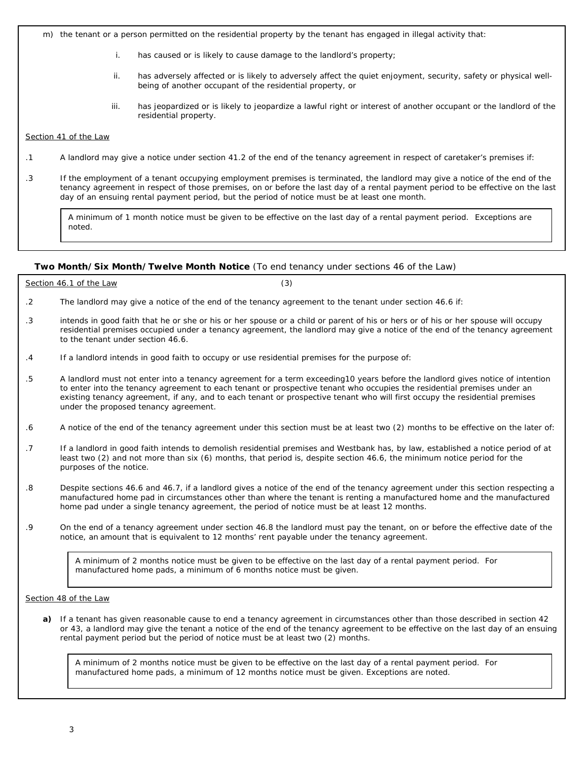m) the tenant or a person permitted on the residential property by the tenant has engaged in illegal activity that:

   i. has caused or is likely to cause damage to the landlord's property;

   ii. has adversely affected or is likely to adversely affect the quiet enjoyment, security, safety or physical well-being of another occupant of the residential property, or

   iii. has jeopardized or is likely to jeopardize a lawful right or interest of another occupant or the landlord of the residential property.

Section 41 of the Law

.1 A landlord may give a notice under section 41.2 of the end of the tenancy agreement in respect of caretaker's premises if:

.3 If the employment of a tenant occupying employment premises is terminated, the landlord may give a notice of the end of the tenancy agreement in respect of those premises, on or before the last day of a rental payment period to be effective on the last day of an ensuing rental payment period, but the period of notice must be at least one month.

> A minimum of 1 month notice must be given to be effective on the last day of a rental payment period. Exceptions are noted.

**Two Month/Six Month/Twelve Month Notice** (To end tenancy under sections 46 of the Law)

Section 46.1 of the Law (3)

.2 The landlord may give a notice of the end of the tenancy agreement to the tenant under section 46.6 if:

.3 intends in good faith that he or she or his or her spouse or a child or parent of his or hers or of his or her spouse will occupy residential premises occupied under a tenancy agreement, the landlord may give a notice of the end of the tenancy agreement to the tenant under section 46.6.

.4 If a landlord intends in good faith to occupy or use residential premises for the purpose of:

.5 A landlord must not enter into a tenancy agreement for a term exceeding10 years before the landlord gives notice of intention to enter into the tenancy agreement to each tenant or prospective tenant who occupies the residential premises under an existing tenancy agreement, if any, and to each tenant or prospective tenant who will first occupy the residential premises under the proposed tenancy agreement.

.6 A notice of the end of the tenancy agreement under this section must be at least two (2) months to be effective on the later of:

.7 If a landlord in good faith intends to demolish residential premises and Westbank has, by law, established a notice period of at least two (2) and not more than six (6) months, that period is, despite section 46.6, the minimum notice period for the purposes of the notice.

.8 Despite sections 46.6 and 46.7, if a landlord gives a notice of the end of the tenancy agreement under this section respecting a manufactured home pad in circumstances other than where the tenant is renting a manufactured home and the manufactured home pad under a single tenancy agreement, the period of notice must be at least 12 months.

.9 On the end of a tenancy agreement under section 46.8 the landlord must pay the tenant, on or before the effective date of the notice, an amount that is equivalent to 12 months' rent payable under the tenancy agreement.

> A minimum of 2 months notice must be given to be effective on the last day of a rental payment period. For manufactured home pads, a minimum of 6 months notice must be given.

Section 48 of the Law

**a)** If a tenant has given reasonable cause to end a tenancy agreement in circumstances other than those described in section 42 or 43, a landlord may give the tenant a notice of the end of the tenancy agreement to be effective on the last day of an ensuing rental payment period but the period of notice must be at least two (2) months.

> A minimum of 2 months notice must be given to be effective on the last day of a rental payment period. For manufactured home pads, a minimum of 12 months notice must be given. Exceptions are noted.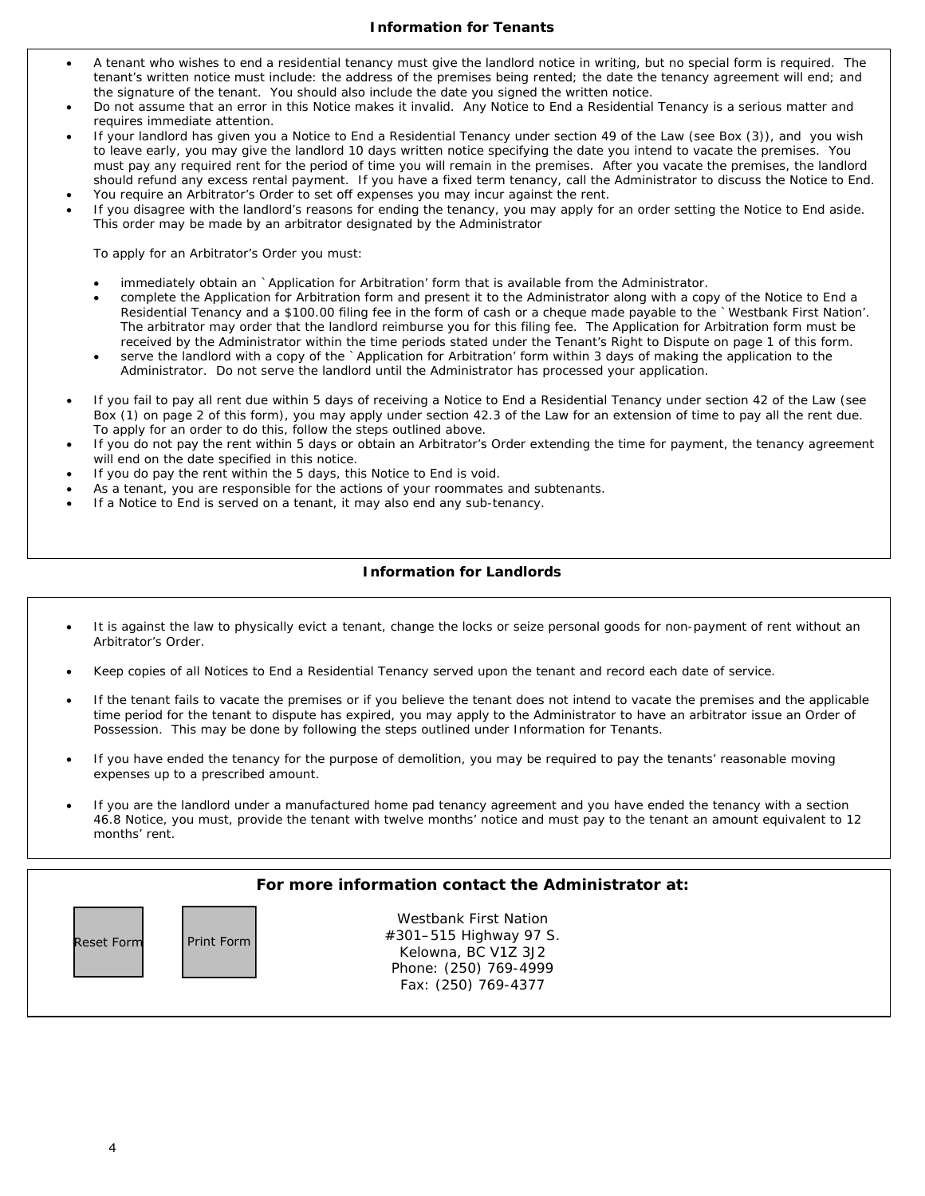## Information for Tenants

- A tenant who wishes to end a residential tenancy must give the landlord notice in writing, but no special form is required. The tenant's written notice must include: the address of the premises being rented; the date the tenancy agreement will end; and the signature of the tenant. You should also include the date you signed the written notice.
- Do not assume that an error in this Notice makes it invalid. Any Notice to End a Residential Tenancy is a serious matter and requires immediate attention.
- If your landlord has given you a Notice to End a Residential Tenancy under section 49 of the Law (see Box (3)), and you wish to leave early, you may give the landlord 10 days written notice specifying the date you intend to vacate the premises. You must pay any required rent for the period of time you will remain in the premises. After you vacate the premises, the landlord should refund any excess rental payment. If you have a fixed term tenancy, call the Administrator to discuss the Notice to End.
- You require an Arbitrator's Order to set off expenses you may incur against the rent.
- If you disagree with the landlord's reasons for ending the tenancy, you may apply for an order setting the Notice to End aside. This order may be made by an arbitrator designated by the Administrator

  To apply for an Arbitrator's Order you must:

  - immediately obtain an `Application for Arbitration' form that is available from the Administrator.
  - complete the Application for Arbitration form and present it to the Administrator along with a copy of the Notice to End a Residential Tenancy and a $100.00 filing fee in the form of cash or a cheque made payable to the `Westbank First Nation'. The arbitrator may order that the landlord reimburse you for this filing fee. The Application for Arbitration form must be received by the Administrator within the time periods stated under the Tenant's Right to Dispute on page 1 of this form.
  - serve the landlord with a copy of the `Application for Arbitration' form within 3 days of making the application to the Administrator. Do not serve the landlord until the Administrator has processed your application.

- If you fail to pay all rent due within 5 days of receiving a Notice to End a Residential Tenancy under section 42 of the Law (see Box (1) on page 2 of this form), you may apply under section 42.3 of the Law for an extension of time to pay all the rent due. To apply for an order to do this, follow the steps outlined above.
- If you do not pay the rent within 5 days or obtain an Arbitrator's Order extending the time for payment, the tenancy agreement will end on the date specified in this notice.
- If you do pay the rent within the 5 days, this Notice to End is void.
- As a tenant, you are responsible for the actions of your roommates and subtenants.
- If a Notice to End is served on a tenant, it may also end any sub-tenancy.

## Information for Landlords

- It is against the law to physically evict a tenant, change the locks or seize personal goods for non-payment of rent without an Arbitrator's Order.
- Keep copies of all Notices to End a Residential Tenancy served upon the tenant and record each date of service.
- If the tenant fails to vacate the premises or if you believe the tenant does not intend to vacate the premises and the applicable time period for the tenant to dispute has expired, you may apply to the Administrator to have an arbitrator issue an Order of Possession. This may be done by following the steps outlined under Information for Tenants.
- If you have ended the tenancy for the purpose of demolition, you may be required to pay the tenants' reasonable moving expenses up to a prescribed amount.
- If you are the landlord under a manufactured home pad tenancy agreement and you have ended the tenancy with a section 46.8 Notice, you must, provide the tenant with twelve months' notice and must pay to the tenant an amount equivalent to 12 months' rent.

**For more information contact the Administrator at:**

Reset Form

Print Form

Westbank First Nation
#301–515 Highway 97 S.
Kelowna, BC V1Z 3J2
Phone: (250) 769-4999
Fax: (250) 769-4377